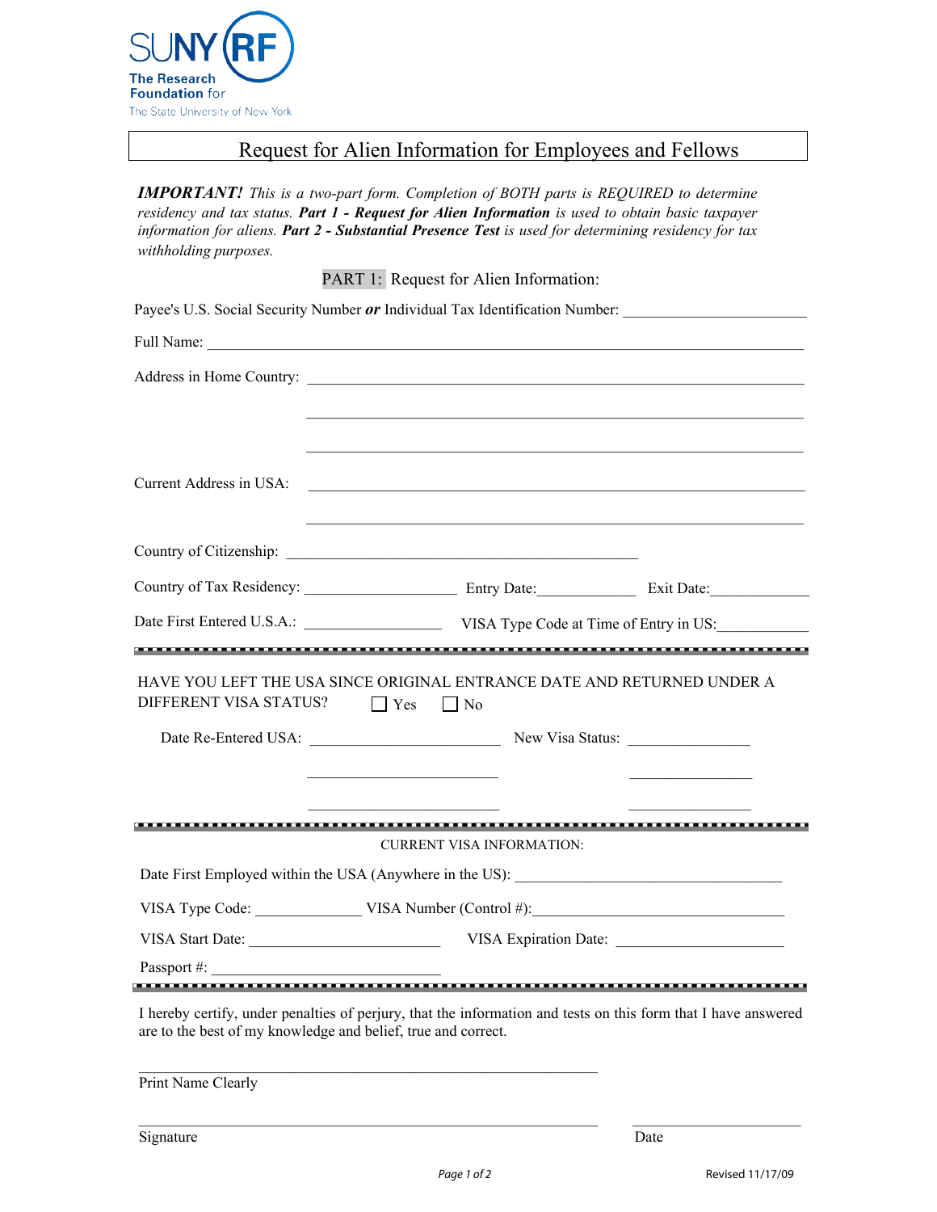SUNY RF
**The Research Foundation** for
The State University of New York

# Request for Alien Information for Employees and Fellows

***IMPORTANT!*** *This is a two-part form. Completion of BOTH parts is REQUIRED to determine residency and tax status.* ***Part 1 - Request for Alien Information*** *is used to obtain basic taxpayer information for aliens.* ***Part 2 - Substantial Presence Test*** *is used for determining residency for tax withholding purposes.*

## PART 1: Request for Alien Information:

Payee's U.S. Social Security Number ***or*** Individual Tax Identification Number: ______________________

Full Name: ______________________________________________________________________

Address in Home Country: ____________________________________________________________

____________________________________________________________

____________________________________________________________

Current Address in USA: ____________________________________________________________

____________________________________________________________

Country of Citizenship: ____________________________________________

Country of Tax Residency: ___________________ Entry Date:_____________ Exit Date:_____________

Date First Entered U.S.A.: _________________ VISA Type Code at Time of Entry in US:___________

---

HAVE YOU LEFT THE USA SINCE ORIGINAL ENTRANCE DATE AND RETURNED UNDER A DIFFERENT VISA STATUS? ☐ Yes ☐ No

Date Re-Entered USA: _______________________ New Visa Status: _______________

_______________________ _______________

_______________________ _______________

---

CURRENT VISA INFORMATION:

Date First Employed within the USA (Anywhere in the US): _________________________________

VISA Type Code: _____________ VISA Number (Control #):_______________________________

VISA Start Date: _______________________ VISA Expiration Date: _____________________

Passport #: ____________________________

---

I hereby certify, under penalties of perjury, that the information and tests on this form that I have answered are to the best of my knowledge and belief, true and correct.

_______________________________________________________
Print Name Clearly

_______________________________________________________ ______________________
Signature Date

Revised 11/17/09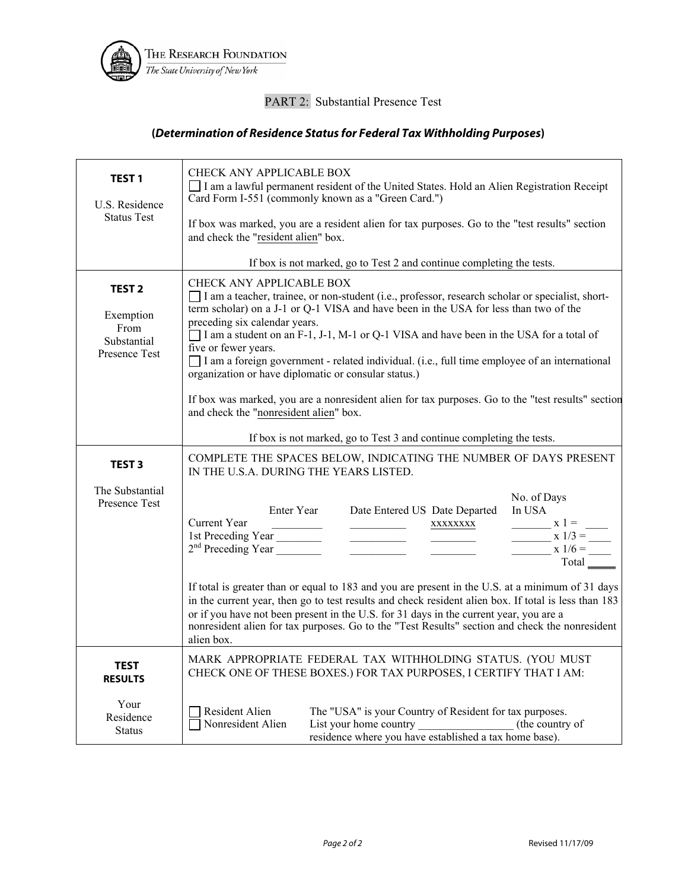THE RESEARCH FOUNDATION
*The State University of New York*

## PART 2: Substantial Presence Test

### (*Determination of Residence Status for Federal Tax Withholding Purposes*)

| | |
|---|---|
| **TEST 1**<br><br>U.S. Residence Status Test | CHECK ANY APPLICABLE BOX<br>☐ I am a lawful permanent resident of the United States. Hold an Alien Registration Receipt Card Form I-551 (commonly known as a "Green Card.")<br><br>If box was marked, you are a resident alien for tax purposes. Go to the "test results" section and check the "resident alien" box.<br><br>If box is not marked, go to Test 2 and continue completing the tests. |
| **TEST 2**<br><br>Exemption From Substantial Presence Test | CHECK ANY APPLICABLE BOX<br>☐ I am a teacher, trainee, or non-student (i.e., professor, research scholar or specialist, short-term scholar) on a J-1 or Q-1 VISA and have been in the USA for less than two of the preceding six calendar years.<br>☐ I am a student on an F-1, J-1, M-1 or Q-1 VISA and have been in the USA for a total of five or fewer years.<br>☐ I am a foreign government - related individual. (i.e., full time employee of an international organization or have diplomatic or consular status.)<br><br>If box was marked, you are a nonresident alien for tax purposes. Go to the "test results" section and check the "nonresident alien" box.<br><br>If box is not marked, go to Test 3 and continue completing the tests. |
| **TEST 3**<br><br>The Substantial Presence Test | COMPLETE THE SPACES BELOW, INDICATING THE NUMBER OF DAYS PRESENT IN THE U.S.A. DURING THE YEARS LISTED.<br><br>Current Year — Enter Year ________ — Date Entered US ________ — Date Departed xxxxxxxx — No. of Days In USA _______ x 1 = ____<br>1st Preceding Year — Enter Year ________ — Date Entered US ________ — Date Departed ________ — No. of Days In USA _______ x 1/3 = ____<br>2nd Preceding Year — Enter Year ________ — Date Entered US ________ — Date Departed ________ — No. of Days In USA _______ x 1/6 = ____<br>Total _____<br><br>If total is greater than or equal to 183 and you are present in the U.S. at a minimum of 31 days in the current year, then go to test results and check resident alien box. If total is less than 183 or if you have not been present in the U.S. for 31 days in the current year, you are a nonresident alien for tax purposes. Go to the "Test Results" section and check the nonresident alien box. |
| **TEST RESULTS**<br><br>Your Residence Status | MARK APPROPRIATE FEDERAL TAX WITHHOLDING STATUS. (YOU MUST CHECK ONE OF THESE BOXES.) FOR TAX PURPOSES, I CERTIFY THAT I AM:<br><br>☐ Resident Alien — The "USA" is your Country of Resident for tax purposes.<br>☐ Nonresident Alien — List your home country _________________ (the country of residence where you have established a tax home base). |

Revised 11/17/09